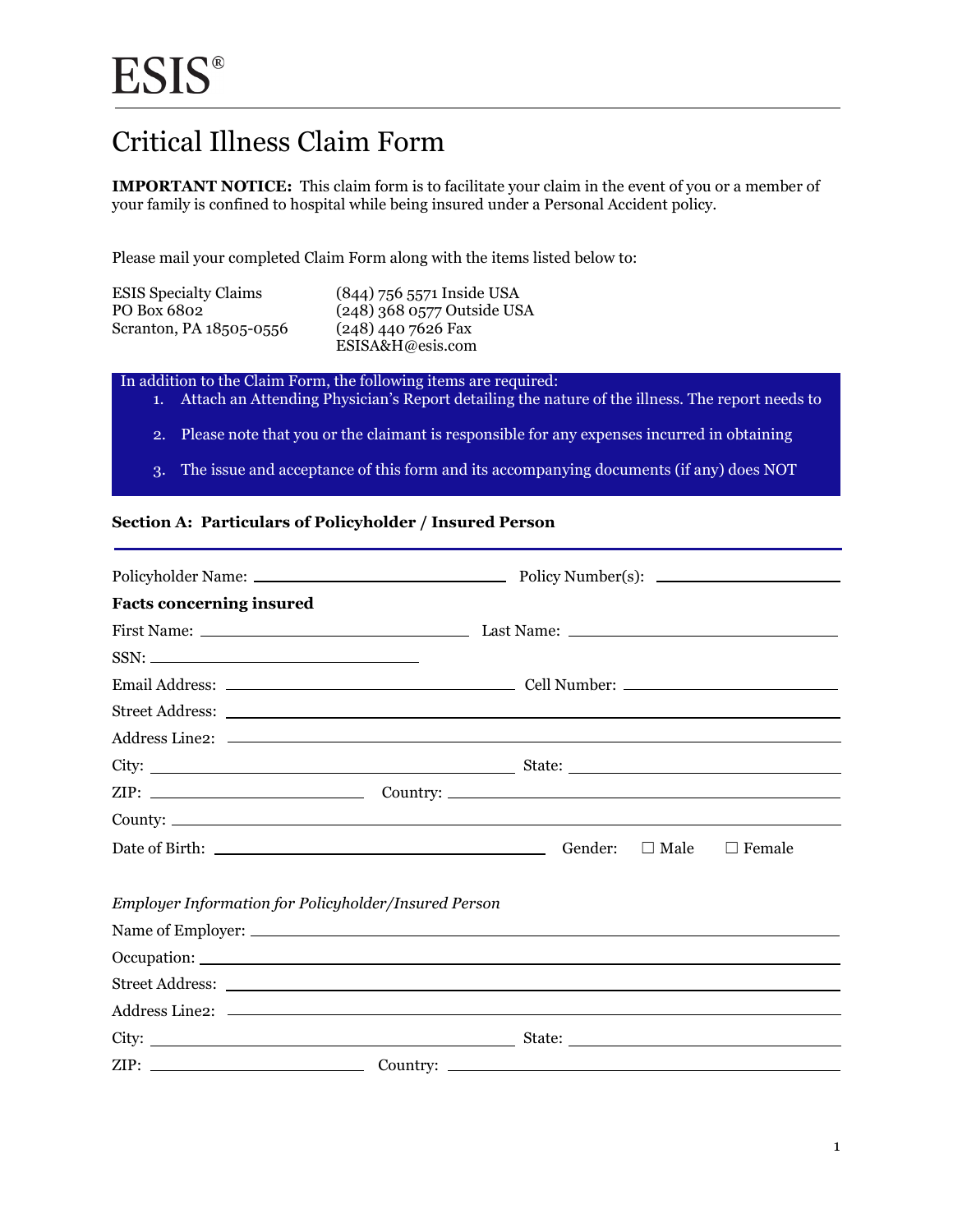# ESIS®

## Critical Illness Claim Form

**IMPORTANT NOTICE:** This claim form is to facilitate your claim in the event of you or a member of your family is confined to hospital while being insured under a Personal Accident policy.

Please mail your completed Claim Form along with the items listed below to:

ESIS Specialty Claims
PO Box 6802
Scranton, PA 18505-0556

(844) 756 5571 Inside USA
(248) 368 0577 Outside USA
(248) 440 7626 Fax
ESISA&H@esis.com

In addition to the Claim Form, the following items are required:

1. Attach an Attending Physician's Report detailing the nature of the illness. The report needs to
2. Please note that you or the claimant is responsible for any expenses incurred in obtaining
3. The issue and acceptance of this form and its accompanying documents (if any) does NOT

### Section A: Particulars of Policyholder / Insured Person

Policyholder Name: ______________________ Policy Number(s): ______________________

**Facts concerning insured**

First Name: ______________________ Last Name: ______________________

SSN: ______________________

Email Address: ______________________ Cell Number: ______________________

Street Address: ______________________

Address Line2: ______________________

City: ______________________ State: ______________________

ZIP: ______________________ Country: ______________________

County: ______________________

Date of Birth: ______________________ Gender: ☐ Male ☐ Female

*Employer Information for Policyholder/Insured Person*

Name of Employer: ______________________

Occupation: ______________________

Street Address: ______________________

Address Line2: ______________________

City: ______________________ State: ______________________

ZIP: ______________________ Country: ______________________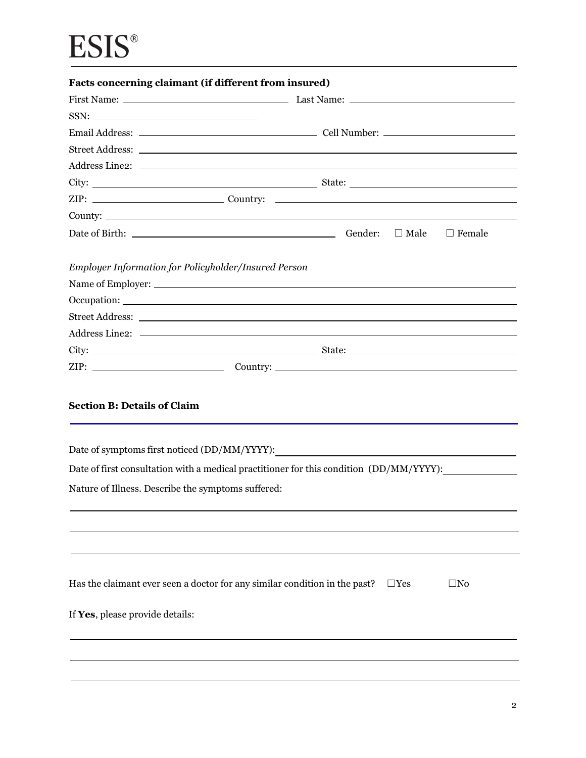# ESIS®

**Facts concerning claimant (if different from insured)**

First Name: ______________________ Last Name: ______________________

SSN: ______________________

Email Address: ______________________ Cell Number: ______________________

Street Address: ______________________

Address Line2: ______________________

City: ______________________ State: ______________________

ZIP: ______________________ Country: ______________________

County: ______________________

Date of Birth: ______________________ Gender: ☐ Male ☐ Female

*Employer Information for Policyholder/Insured Person*

Name of Employer: ______________________

Occupation: ______________________

Street Address: ______________________

Address Line2: ______________________

City: ______________________ State: ______________________

ZIP: ______________________ Country: ______________________

**Section B: Details of Claim**

Date of symptoms first noticed (DD/MM/YYYY): ______________________

Date of first consultation with a medical practitioner for this condition (DD/MM/YYYY): ______________________

Nature of Illness. Describe the symptoms suffered:

______________________

______________________

______________________

Has the claimant ever seen a doctor for any similar condition in the past? ☐Yes ☐No

If **Yes**, please provide details:

______________________

______________________

______________________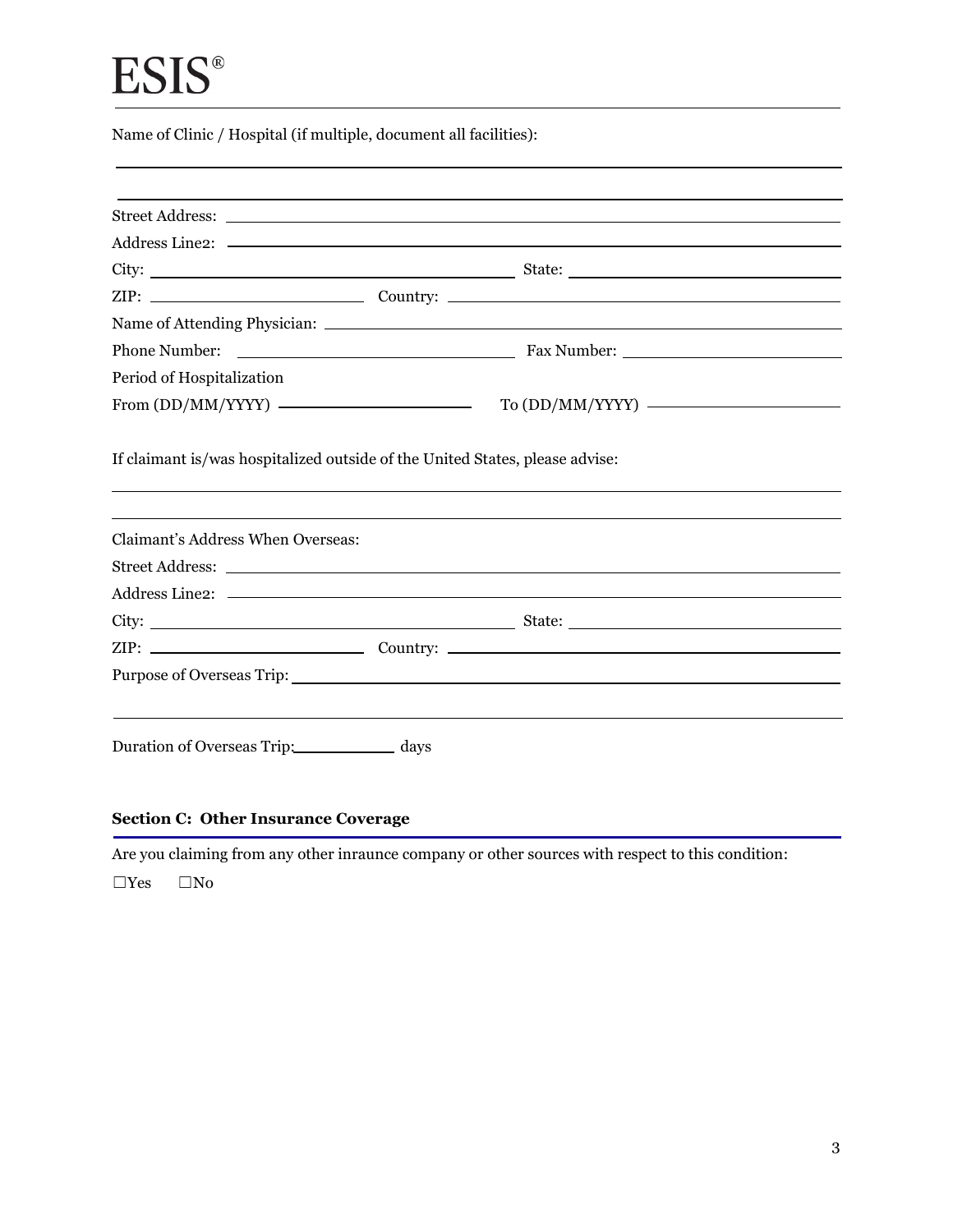Name of Clinic / Hospital (if multiple, document all facilities):

\_\_\_\_\_\_\_\_\_\_\_\_\_\_\_\_\_\_\_\_\_\_\_\_\_\_\_\_\_\_\_\_\_\_\_\_\_\_\_\_

\_\_\_\_\_\_\_\_\_\_\_\_\_\_\_\_\_\_\_\_\_\_\_\_\_\_\_\_\_\_\_\_\_\_\_\_\_\_\_\_

Street Address: \_\_\_\_\_\_\_\_\_\_\_\_\_\_\_\_\_\_\_\_\_\_\_\_\_\_\_\_\_\_

Address Line2: \_\_\_\_\_\_\_\_\_\_\_\_\_\_\_\_\_\_\_\_\_\_\_\_\_\_\_\_\_\_

City: \_\_\_\_\_\_\_\_\_\_\_\_\_\_\_\_\_\_\_\_ State: \_\_\_\_\_\_\_\_\_\_\_\_\_\_\_\_\_\_\_\_

ZIP: \_\_\_\_\_\_\_\_\_\_\_\_\_\_\_\_\_\_\_\_ Country: \_\_\_\_\_\_\_\_\_\_\_\_\_\_\_\_\_\_\_\_

Name of Attending Physician: \_\_\_\_\_\_\_\_\_\_\_\_\_\_\_\_\_\_\_\_\_\_\_\_\_\_\_\_\_\_

Phone Number: \_\_\_\_\_\_\_\_\_\_\_\_\_\_\_\_\_\_\_\_ Fax Number: \_\_\_\_\_\_\_\_\_\_\_\_\_\_\_\_\_\_\_\_

Period of Hospitalization

From (DD/MM/YYYY) \_\_\_\_\_\_\_\_\_\_\_\_\_\_\_\_\_\_\_\_ To (DD/MM/YYYY) \_\_\_\_\_\_\_\_\_\_\_\_\_\_\_\_\_\_\_\_

If claimant is/was hospitalized outside of the United States, please advise:

\_\_\_\_\_\_\_\_\_\_\_\_\_\_\_\_\_\_\_\_\_\_\_\_\_\_\_\_\_\_\_\_\_\_\_\_\_\_\_\_

\_\_\_\_\_\_\_\_\_\_\_\_\_\_\_\_\_\_\_\_\_\_\_\_\_\_\_\_\_\_\_\_\_\_\_\_\_\_\_\_

Claimant's Address When Overseas:

Street Address: \_\_\_\_\_\_\_\_\_\_\_\_\_\_\_\_\_\_\_\_\_\_\_\_\_\_\_\_\_\_

Address Line2: \_\_\_\_\_\_\_\_\_\_\_\_\_\_\_\_\_\_\_\_\_\_\_\_\_\_\_\_\_\_

City: \_\_\_\_\_\_\_\_\_\_\_\_\_\_\_\_\_\_\_\_ State: \_\_\_\_\_\_\_\_\_\_\_\_\_\_\_\_\_\_\_\_

ZIP: \_\_\_\_\_\_\_\_\_\_\_\_\_\_\_\_\_\_\_\_ Country: \_\_\_\_\_\_\_\_\_\_\_\_\_\_\_\_\_\_\_\_

Purpose of Overseas Trip: \_\_\_\_\_\_\_\_\_\_\_\_\_\_\_\_\_\_\_\_\_\_\_\_\_\_\_\_\_\_

\_\_\_\_\_\_\_\_\_\_\_\_\_\_\_\_\_\_\_\_\_\_\_\_\_\_\_\_\_\_\_\_\_\_\_\_\_\_\_\_

Duration of Overseas Trip: \_\_\_\_\_\_\_\_\_\_ days

### Section C: Other Insurance Coverage

Are you claiming from any other inraunce company or other sources with respect to this condition:

☐Yes ☐No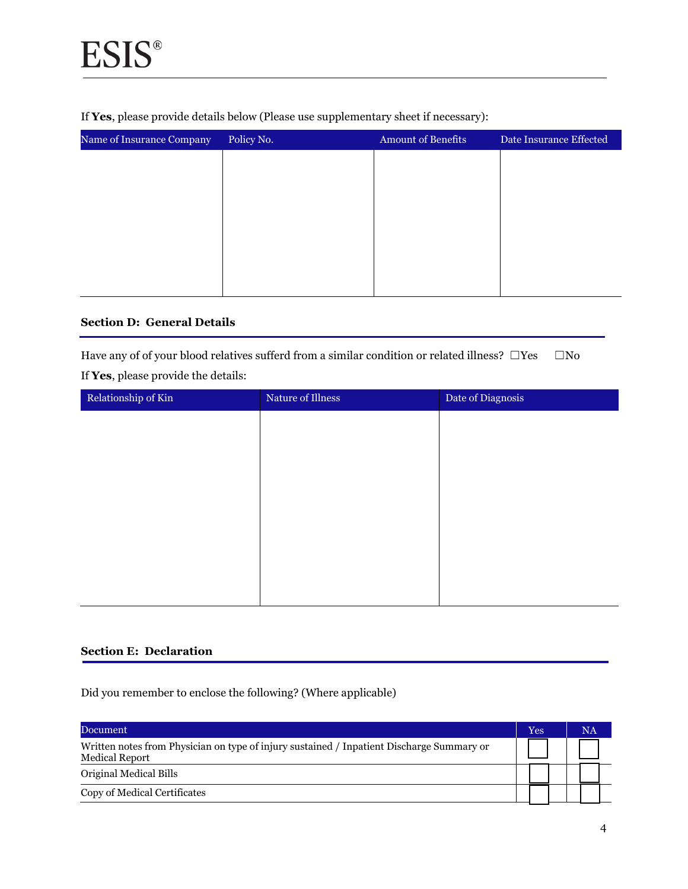If **Yes**, please provide details below (Please use supplementary sheet if necessary):

| Name of Insurance Company | Policy No. | Amount of Benefits | Date Insurance Effected |
|---|---|---|---|
| | | | |

### Section D: General Details

Have any of of your blood relatives sufferd from a similar condition or related illness? ☐Yes ☐No

If **Yes**, please provide the details:

| Relationship of Kin | Nature of Illness | Date of Diagnosis |
|---|---|---|
| | | |

### Section E: Declaration

Did you remember to enclose the following? (Where applicable)

| Document | Yes | NA |
|---|---|---|
| Written notes from Physician on type of injury sustained / Inpatient Discharge Summary or Medical Report | ☐ | ☐ |
| Original Medical Bills | ☐ | ☐ |
| Copy of Medical Certificates | ☐ | ☐ |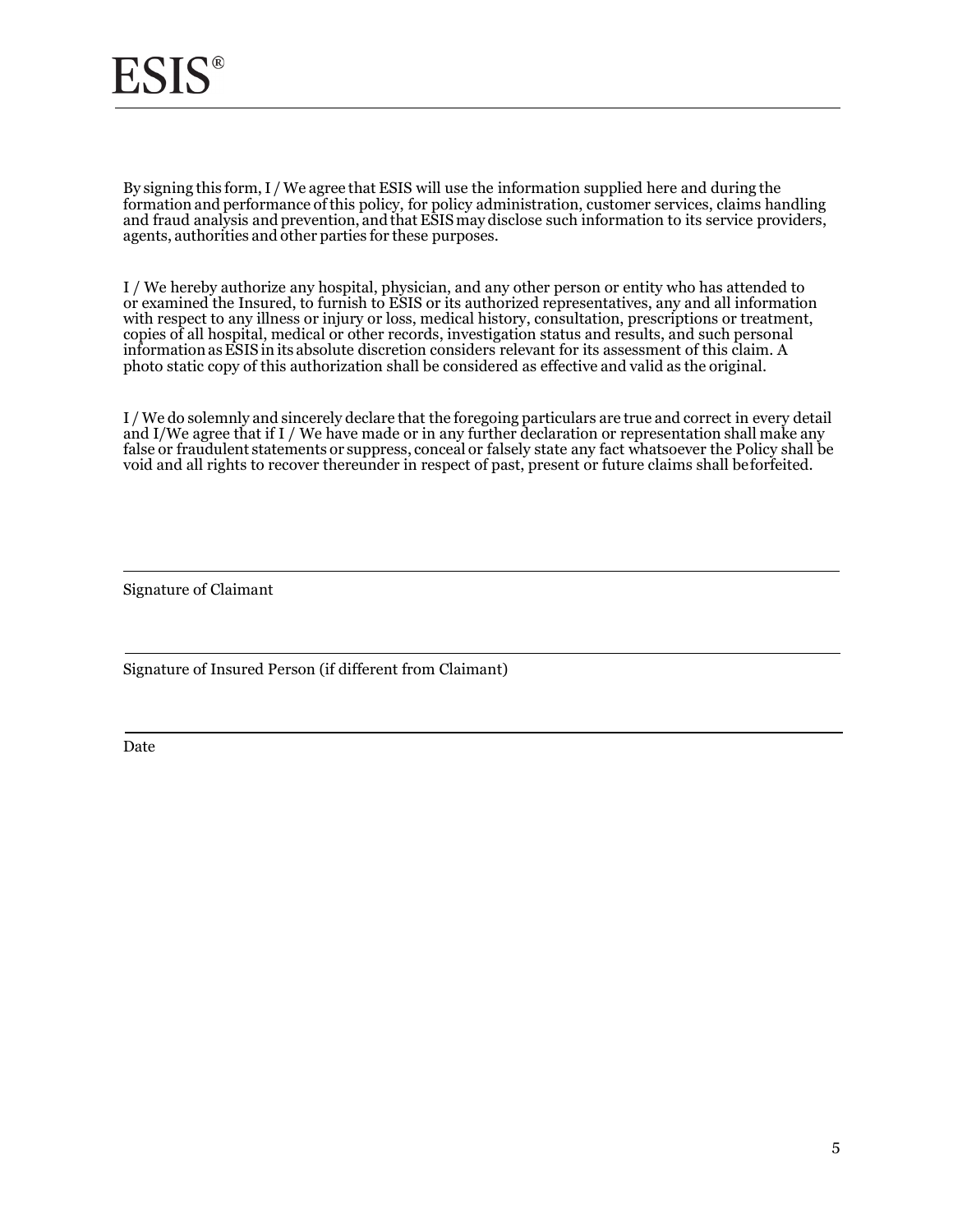# ESIS®

By signing this form, I / We agree that ESIS will use the information supplied here and during the formation and performance of this policy, for policy administration, customer services, claims handling and fraud analysis and prevention, and that ESIS may disclose such information to its service providers, agents, authorities and other parties for these purposes.

I / We hereby authorize any hospital, physician, and any other person or entity who has attended to or examined the Insured, to furnish to ESIS or its authorized representatives, any and all information with respect to any illness or injury or loss, medical history, consultation, prescriptions or treatment, copies of all hospital, medical or other records, investigation status and results, and such personal information as ESIS in its absolute discretion considers relevant for its assessment of this claim. A photo static copy of this authorization shall be considered as effective and valid as the original.

I / We do solemnly and sincerely declare that the foregoing particulars are true and correct in every detail and I/We agree that if I / We have made or in any further declaration or representation shall make any false or fraudulent statements or suppress, conceal or falsely state any fact whatsoever the Policy shall be void and all rights to recover thereunder in respect of past, present or future claims shall be forfeited.

---

Signature of Claimant

---

Signature of Insured Person (if different from Claimant)

---

Date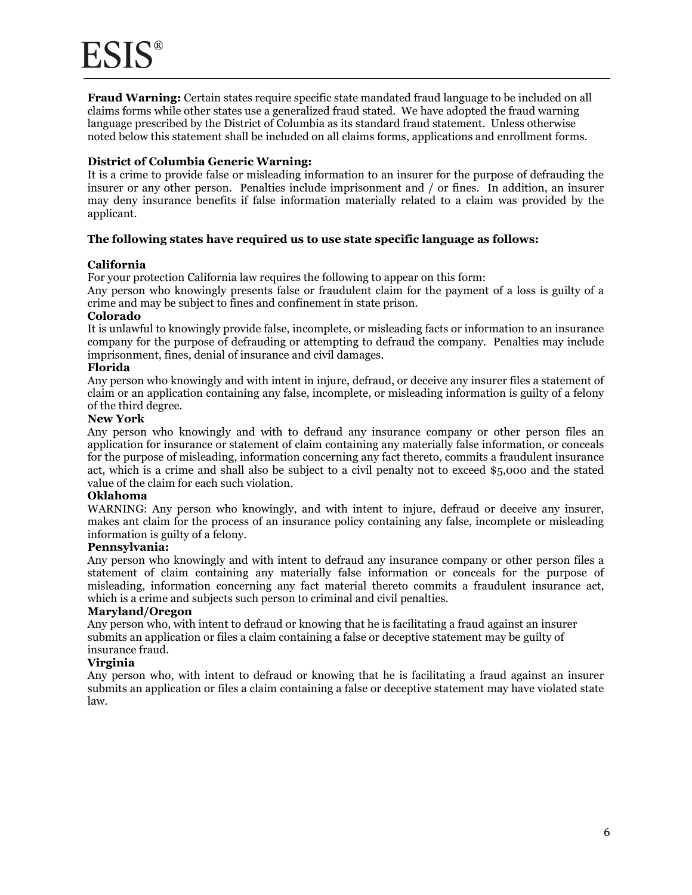# ESIS®

**Fraud Warning:** Certain states require specific state mandated fraud language to be included on all claims forms while other states use a generalized fraud stated. We have adopted the fraud warning language prescribed by the District of Columbia as its standard fraud statement. Unless otherwise noted below this statement shall be included on all claims forms, applications and enrollment forms.

**District of Columbia Generic Warning:**
It is a crime to provide false or misleading information to an insurer for the purpose of defrauding the insurer or any other person. Penalties include imprisonment and / or fines. In addition, an insurer may deny insurance benefits if false information materially related to a claim was provided by the applicant.

**The following states have required us to use state specific language as follows:**

**California**
For your protection California law requires the following to appear on this form:
Any person who knowingly presents false or fraudulent claim for the payment of a loss is guilty of a crime and may be subject to fines and confinement in state prison.

**Colorado**
It is unlawful to knowingly provide false, incomplete, or misleading facts or information to an insurance company for the purpose of defrauding or attempting to defraud the company. Penalties may include imprisonment, fines, denial of insurance and civil damages.

**Florida**
Any person who knowingly and with intent in injure, defraud, or deceive any insurer files a statement of claim or an application containing any false, incomplete, or misleading information is guilty of a felony of the third degree.

**New York**
Any person who knowingly and with to defraud any insurance company or other person files an application for insurance or statement of claim containing any materially false information, or conceals for the purpose of misleading, information concerning any fact thereto, commits a fraudulent insurance act, which is a crime and shall also be subject to a civil penalty not to exceed $5,000 and the stated value of the claim for each such violation.

**Oklahoma**
WARNING: Any person who knowingly, and with intent to injure, defraud or deceive any insurer, makes ant claim for the process of an insurance policy containing any false, incomplete or misleading information is guilty of a felony.

**Pennsylvania:**
Any person who knowingly and with intent to defraud any insurance company or other person files a statement of claim containing any materially false information or conceals for the purpose of misleading, information concerning any fact material thereto commits a fraudulent insurance act, which is a crime and subjects such person to criminal and civil penalties.

**Maryland/Oregon**
Any person who, with intent to defraud or knowing that he is facilitating a fraud against an insurer submits an application or files a claim containing a false or deceptive statement may be guilty of insurance fraud.

**Virginia**
Any person who, with intent to defraud or knowing that he is facilitating a fraud against an insurer submits an application or files a claim containing a false or deceptive statement may have violated state law.